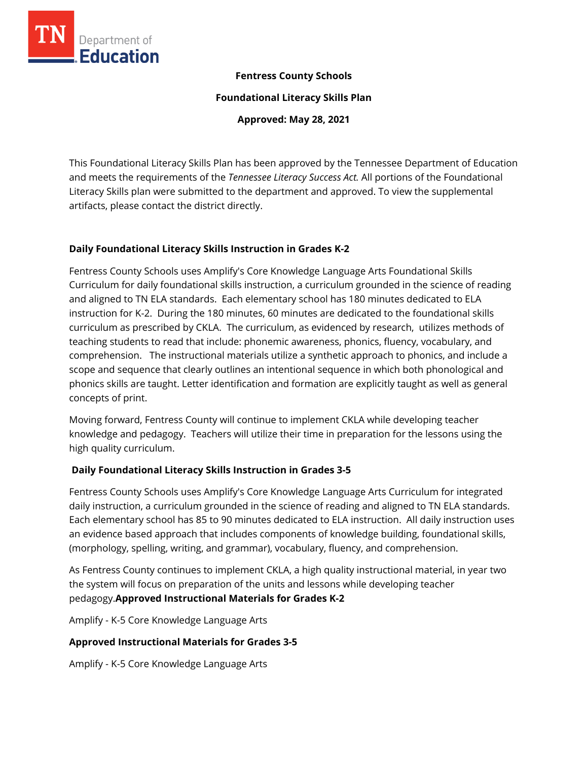**Fentress County Schools**

**Foundational Literacy Skills Plan**

**Approved: May 28, 2021**

This Foundational Literacy Skills Plan has been approved by the Tennessee Department of Education and meets the requirements of the *Tennessee Literacy Success Act.* All portions of the Foundational Literacy Skills plan were submitted to the department and approved. To view the supplemental artifacts, please contact the district directly.

## Daily Foundational Literacy Skills Instruction in Grades K-2

Fentress County Schools uses Amplify's Core Knowledge Language Arts Foundational Skills Curriculum for daily foundational skills instruction, a curriculum grounded in the science of reading and aligned to TN ELA standards. Each elementary school has 180 minutes dedicated to ELA instruction for K-2. During the 180 minutes, 60 minutes are dedicated to the foundational skills curriculum as prescribed by CKLA. The curriculum, as evidenced by research, utilizes methods of teaching students to read that include: phonemic awareness, phonics, fluency, vocabulary, and comprehension. The instructional materials utilize a synthetic approach to phonics, and include a scope and sequence that clearly outlines an intentional sequence in which both phonological and phonics skills are taught. Letter identification and formation are explicitly taught as well as general concepts of print.

Moving forward, Fentress County will continue to implement CKLA while developing teacher knowledge and pedagogy. Teachers will utilize their time in preparation for the lessons using the high quality curriculum.

## Daily Foundational Literacy Skills Instruction in Grades 3-5

Fentress County Schools uses Amplify's Core Knowledge Language Arts Curriculum for integrated daily instruction, a curriculum grounded in the science of reading and aligned to TN ELA standards. Each elementary school has 85 to 90 minutes dedicated to ELA instruction. All daily instruction uses an evidence based approach that includes components of knowledge building, foundational skills, (morphology, spelling, writing, and grammar), vocabulary, fluency, and comprehension.

As Fentress County continues to implement CKLA, a high quality instructional material, in year two the system will focus on preparation of the units and lessons while developing teacher pedagogy.

## Approved Instructional Materials for Grades K-2

Amplify - K-5 Core Knowledge Language Arts

## Approved Instructional Materials for Grades 3-5

Amplify - K-5 Core Knowledge Language Arts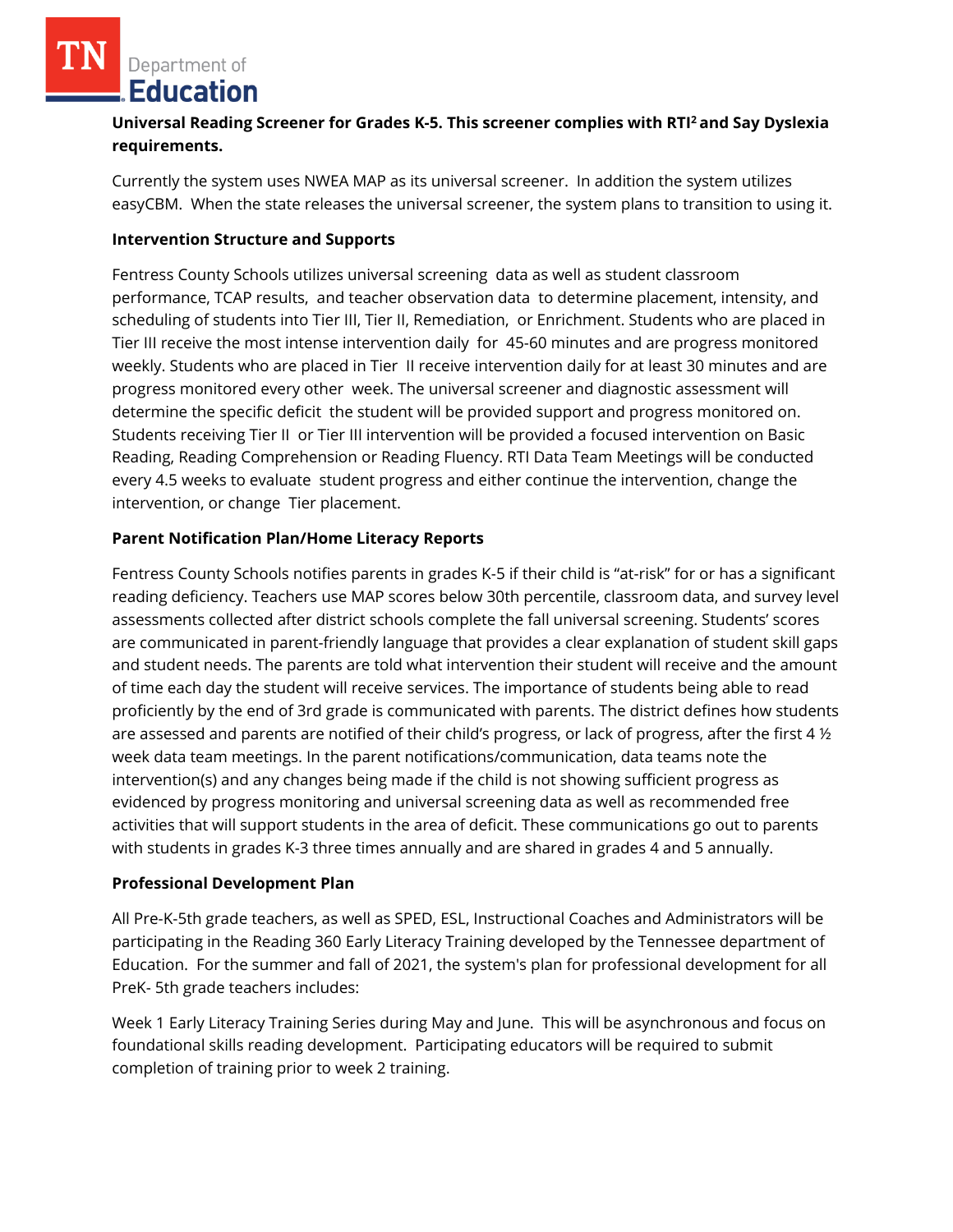**Universal Reading Screener for Grades K-5. This screener complies with RTI[2] and Say Dyslexia requirements.**

Currently the system uses NWEA MAP as its universal screener. In addition the system utilizes easyCBM. When the state releases the universal screener, the system plans to transition to using it.

**Intervention Structure and Supports**

Fentress County Schools utilizes universal screening data as well as student classroom performance, TCAP results, and teacher observation data to determine placement, intensity, and scheduling of students into Tier III, Tier II, Remediation, or Enrichment. Students who are placed in Tier III receive the most intense intervention daily for 45-60 minutes and are progress monitored weekly. Students who are placed in Tier II receive intervention daily for at least 30 minutes and are progress monitored every other week. The universal screener and diagnostic assessment will determine the specific deficit the student will be provided support and progress monitored on. Students receiving Tier II or Tier III intervention will be provided a focused intervention on Basic Reading, Reading Comprehension or Reading Fluency. RTI Data Team Meetings will be conducted every 4.5 weeks to evaluate student progress and either continue the intervention, change the intervention, or change Tier placement.

**Parent Notification Plan/Home Literacy Reports**

Fentress County Schools notifies parents in grades K-5 if their child is "at-risk" for or has a significant reading deficiency. Teachers use MAP scores below 30th percentile, classroom data, and survey level assessments collected after district schools complete the fall universal screening. Students' scores are communicated in parent-friendly language that provides a clear explanation of student skill gaps and student needs. The parents are told what intervention their student will receive and the amount of time each day the student will receive services. The importance of students being able to read proficiently by the end of 3rd grade is communicated with parents. The district defines how students are assessed and parents are notified of their child's progress, or lack of progress, after the first 4 ½ week data team meetings. In the parent notifications/communication, data teams note the intervention(s) and any changes being made if the child is not showing sufficient progress as evidenced by progress monitoring and universal screening data as well as recommended free activities that will support students in the area of deficit. These communications go out to parents with students in grades K-3 three times annually and are shared in grades 4 and 5 annually.

**Professional Development Plan**

All Pre-K-5th grade teachers, as well as SPED, ESL, Instructional Coaches and Administrators will be participating in the Reading 360 Early Literacy Training developed by the Tennessee department of Education. For the summer and fall of 2021, the system's plan for professional development for all PreK- 5th grade teachers includes:

Week 1 Early Literacy Training Series during May and June. This will be asynchronous and focus on foundational skills reading development. Participating educators will be required to submit completion of training prior to week 2 training.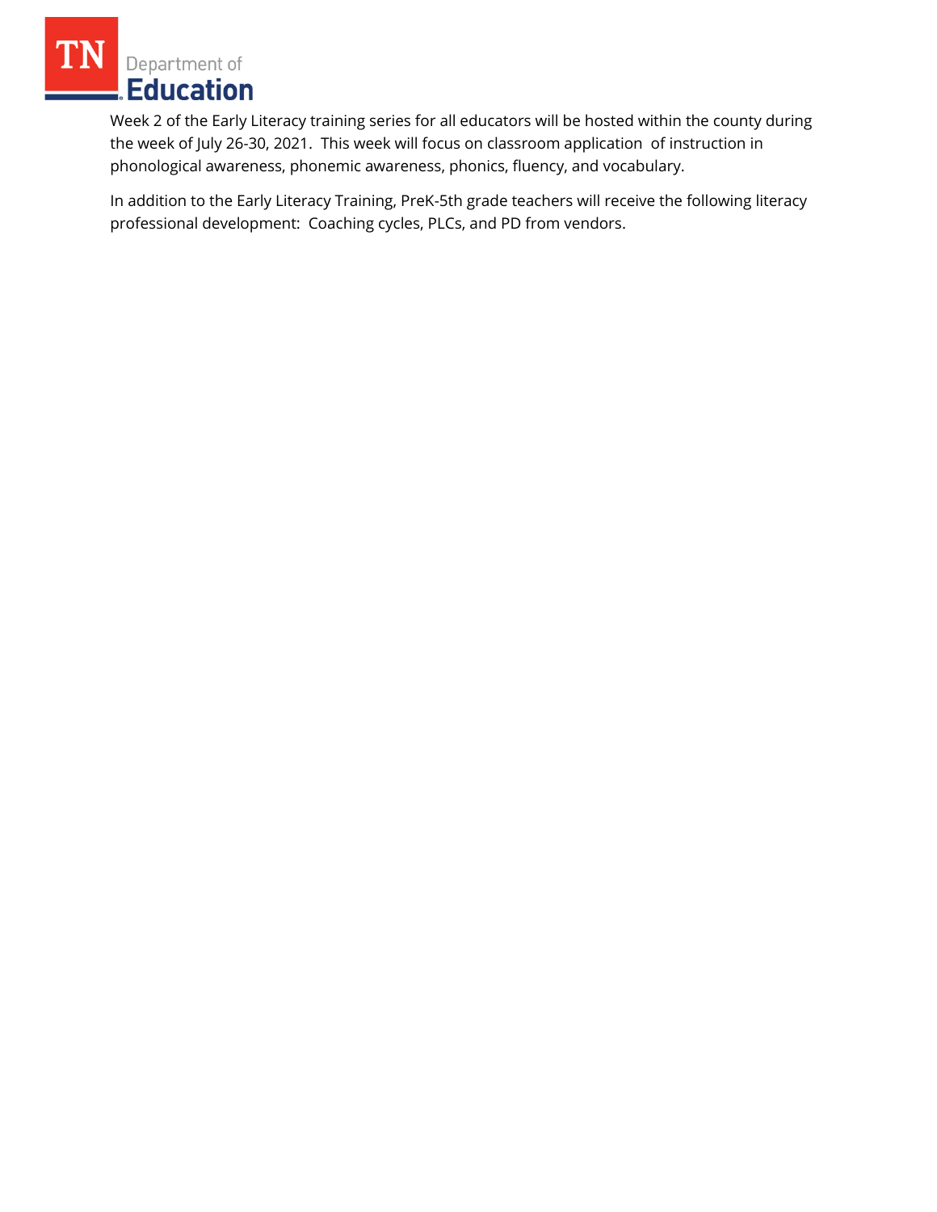Week 2 of the Early Literacy training series for all educators will be hosted within the county during the week of July 26-30, 2021. This week will focus on classroom application of instruction in phonological awareness, phonemic awareness, phonics, fluency, and vocabulary.

In addition to the Early Literacy Training, PreK-5th grade teachers will receive the following literacy professional development: Coaching cycles, PLCs, and PD from vendors.